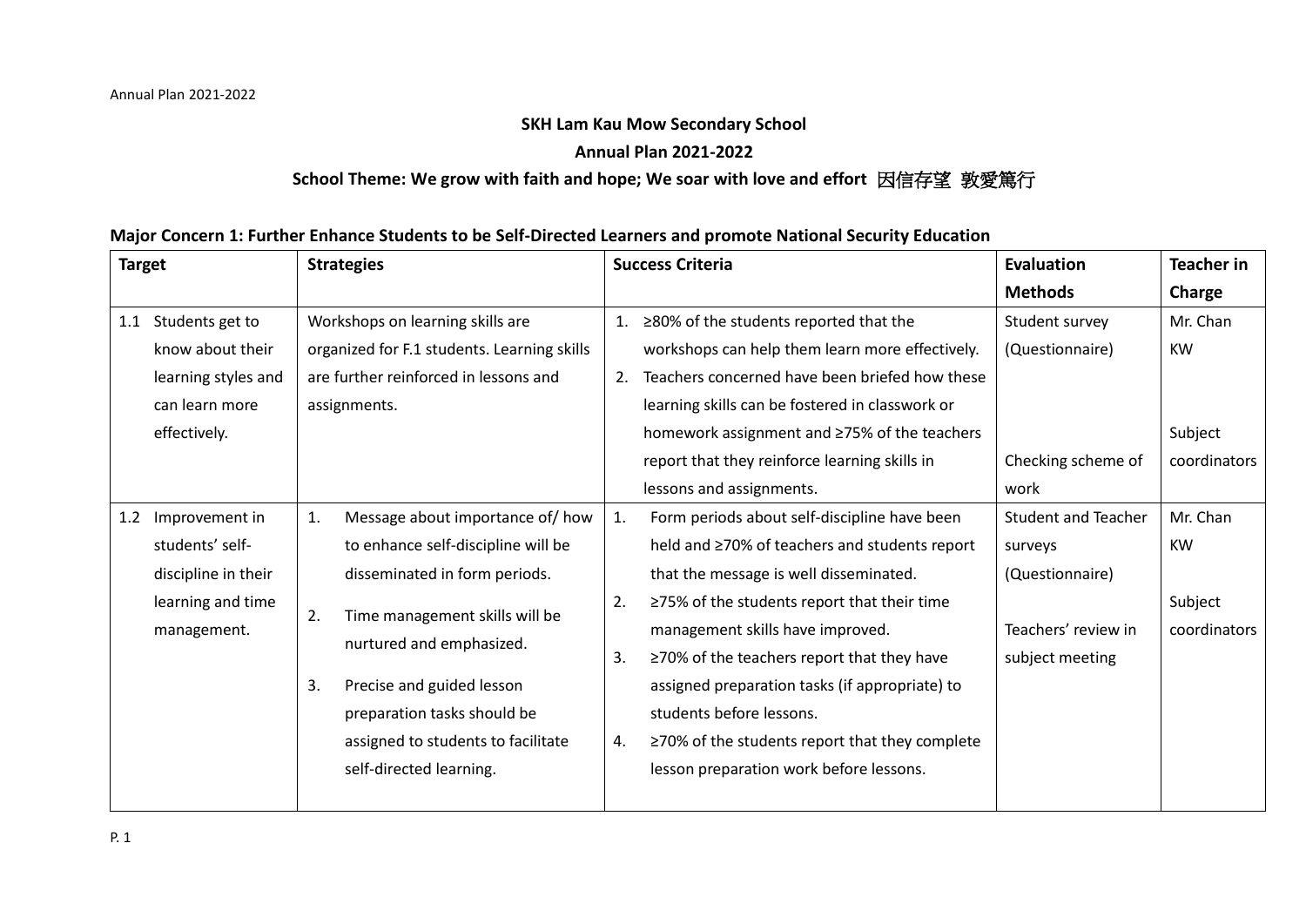**SKH Lam Kau Mow Secondary School**

**Annual Plan 2021-2022**

**School Theme: We grow with faith and hope; We soar with love and effort 因信存望 敦愛篤行**

## Major Concern 1: Further Enhance Students to be Self-Directed Learners and promote National Security Education

| Target | Strategies | Success Criteria | Evaluation Methods | Teacher in Charge |
|---|---|---|---|---|
| 1.1 Students get to know about their learning styles and can learn more effectively. | Workshops on learning skills are organized for F.1 students. Learning skills are further reinforced in lessons and assignments. | 1. ≥80% of the students reported that the workshops can help them learn more effectively.<br>2. Teachers concerned have been briefed how these learning skills can be fostered in classwork or homework assignment and ≥75% of the teachers report that they reinforce learning skills in lessons and assignments. | Student survey (Questionnaire)<br><br>Checking scheme of work | Mr. Chan KW<br><br>Subject coordinators |
| 1.2 Improvement in students' self-discipline in their learning and time management. | 1. Message about importance of/ how to enhance self-discipline will be disseminated in form periods.<br>2. Time management skills will be nurtured and emphasized.<br>3. Precise and guided lesson preparation tasks should be assigned to students to facilitate self-directed learning. | 1. Form periods about self-discipline have been held and ≥70% of teachers and students report that the message is well disseminated.<br>2. ≥75% of the students report that their time management skills have improved.<br>3. ≥70% of the teachers report that they have assigned preparation tasks (if appropriate) to students before lessons.<br>4. ≥70% of the students report that they complete lesson preparation work before lessons. | Student and Teacher surveys (Questionnaire)<br><br>Teachers' review in subject meeting | Mr. Chan KW<br><br>Subject coordinators |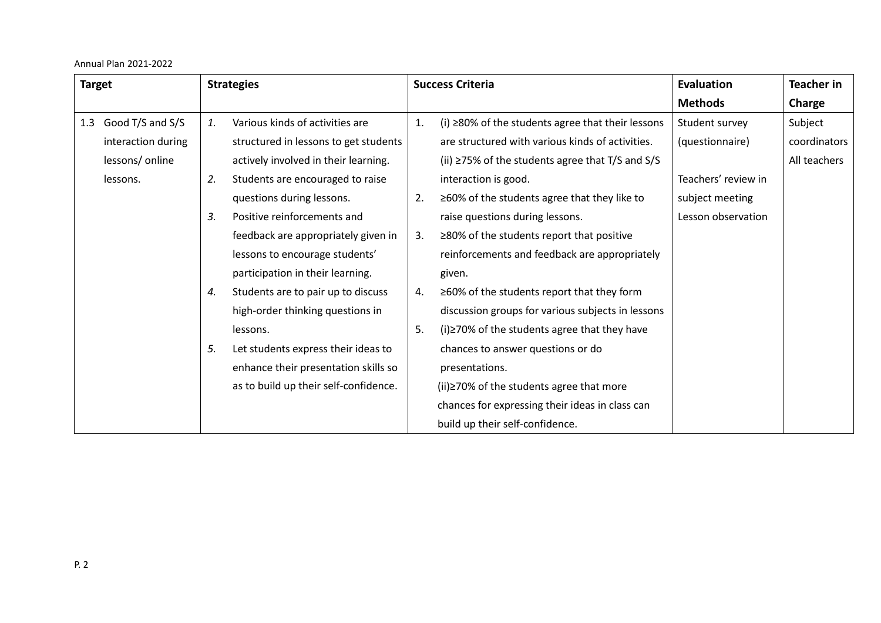| Target | Strategies | Success Criteria | Evaluation Methods | Teacher in Charge |
|---|---|---|---|---|
| 1.3 Good T/S and S/S interaction during lessons/ online lessons. | *1.* Various kinds of activities are structured in lessons to get students actively involved in their learning.<br>*2.* Students are encouraged to raise questions during lessons.<br>*3.* Positive reinforcements and feedback are appropriately given in lessons to encourage students' participation in their learning.<br>*4.* Students are to pair up to discuss high-order thinking questions in lessons.<br>*5.* Let students express their ideas to enhance their presentation skills so as to build up their self-confidence. | 1. (i) ≥80% of the students agree that their lessons are structured with various kinds of activities.<br>(ii) ≥75% of the students agree that T/S and S/S interaction is good.<br>2. ≥60% of the students agree that they like to raise questions during lessons.<br>3. ≥80% of the students report that positive reinforcements and feedback are appropriately given.<br>4. ≥60% of the students report that they form discussion groups for various subjects in lessons<br>5. (i)≥70% of the students agree that they have chances to answer questions or do presentations.<br>(ii)≥70% of the students agree that more chances for expressing their ideas in class can build up their self-confidence. | Student survey (questionnaire)<br><br>Teachers' review in subject meeting<br>Lesson observation | Subject coordinators<br>All teachers |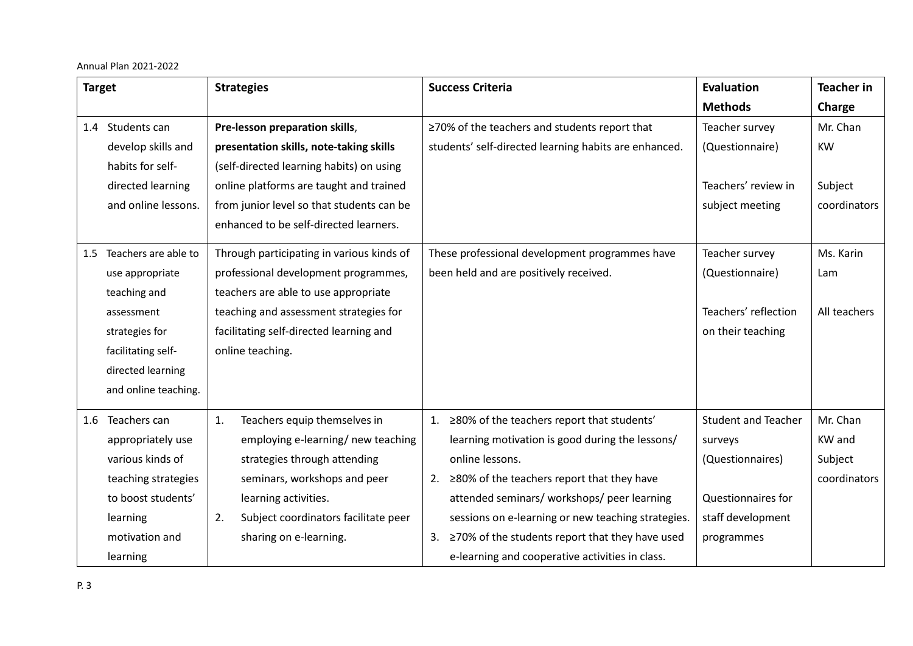Annual Plan 2021-2022

| Target | Strategies | Success Criteria | Evaluation Methods | Teacher in Charge |
|---|---|---|---|---|
| 1.4 Students can develop skills and habits for self-directed learning and online lessons. | **Pre-lesson preparation skills**, **presentation skills, note-taking skills** (self-directed learning habits) on using online platforms are taught and trained from junior level so that students can be enhanced to be self-directed learners. | ≥70% of the teachers and students report that students' self-directed learning habits are enhanced. | Teacher survey (Questionnaire)<br><br>Teachers' review in subject meeting | Mr. Chan KW<br><br>Subject coordinators |
| 1.5 Teachers are able to use appropriate teaching and assessment strategies for facilitating self-directed learning and online teaching. | Through participating in various kinds of professional development programmes, teachers are able to use appropriate teaching and assessment strategies for facilitating self-directed learning and online teaching. | These professional development programmes have been held and are positively received. | Teacher survey (Questionnaire)<br><br>Teachers' reflection on their teaching | Ms. Karin Lam<br><br>All teachers |
| 1.6 Teachers can appropriately use various kinds of teaching strategies to boost students' learning motivation and learning | 1. Teachers equip themselves in employing e-learning/ new teaching strategies through attending seminars, workshops and peer learning activities.<br>2. Subject coordinators facilitate peer sharing on e-learning. | 1. ≥80% of the teachers report that students' learning motivation is good during the lessons/ online lessons.<br>2. ≥80% of the teachers report that they have attended seminars/ workshops/ peer learning sessions on e-learning or new teaching strategies.<br>3. ≥70% of the students report that they have used e-learning and cooperative activities in class. | Student and Teacher surveys (Questionnaires)<br><br>Questionnaires for staff development programmes | Mr. Chan KW and Subject coordinators |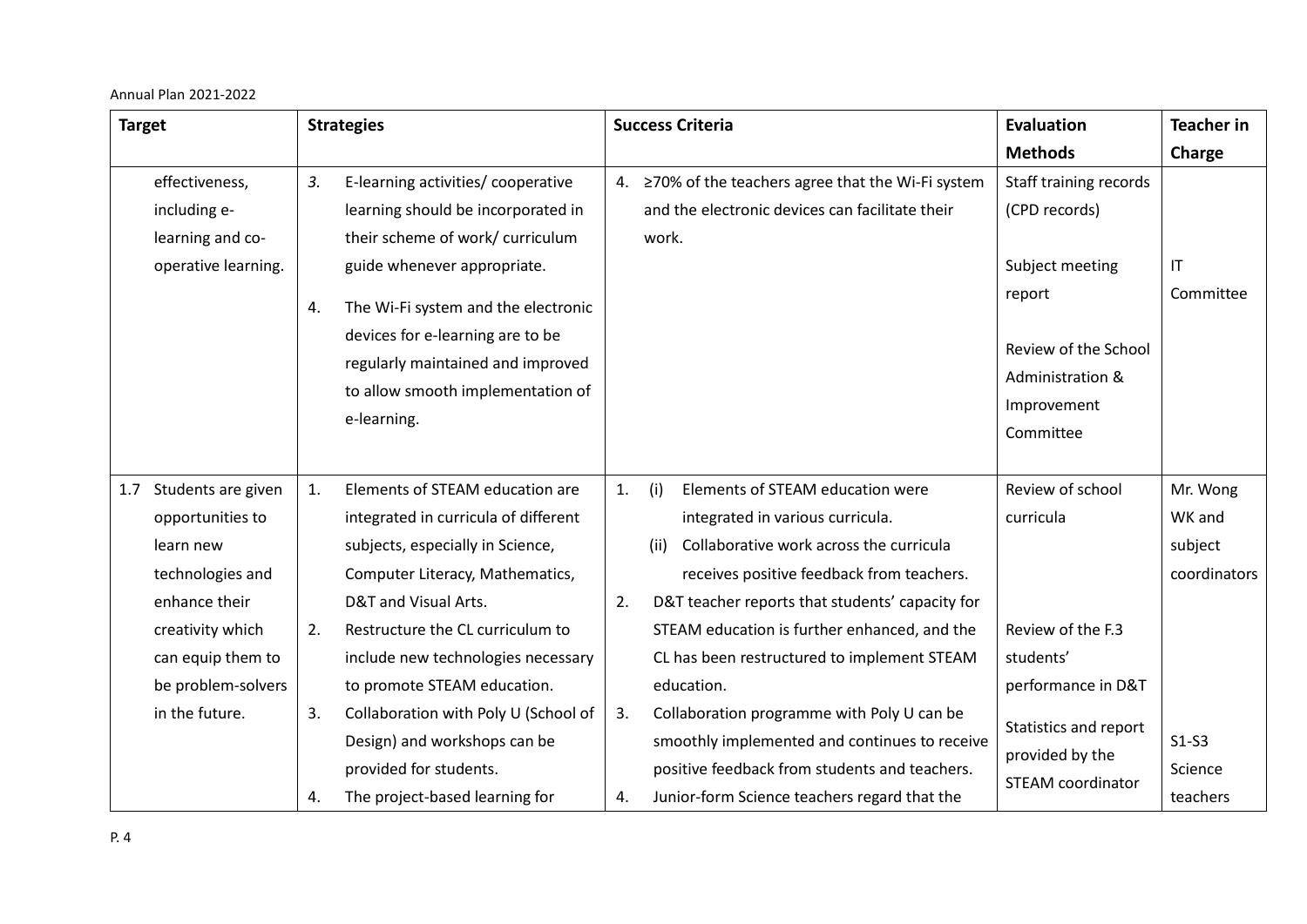Annual Plan 2021-2022

| Target | Strategies | Success Criteria | Evaluation Methods | Teacher in Charge |
|---|---|---|---|---|
| effectiveness, including e-learning and co-operative learning. | *3.* E-learning activities/ cooperative learning should be incorporated in their scheme of work/ curriculum guide whenever appropriate.<br><br>4. The Wi-Fi system and the electronic devices for e-learning are to be regularly maintained and improved to allow smooth implementation of e-learning. | 4. ≥70% of the teachers agree that the Wi-Fi system and the electronic devices can facilitate their work. | Staff training records (CPD records)<br><br>Subject meeting report<br><br>Review of the School Administration & Improvement Committee | IT Committee |
| 1.7 Students are given opportunities to learn new technologies and enhance their creativity which can equip them to be problem-solvers in the future. | 1. Elements of STEAM education are integrated in curricula of different subjects, especially in Science, Computer Literacy, Mathematics, D&T and Visual Arts.<br>2. Restructure the CL curriculum to include new technologies necessary to promote STEAM education.<br>3. Collaboration with Poly U (School of Design) and workshops can be provided for students.<br>4. The project-based learning for | 1. (i) Elements of STEAM education were integrated in various curricula.<br>(ii) Collaborative work across the curricula receives positive feedback from teachers.<br>2. D&T teacher reports that students' capacity for STEAM education is further enhanced, and the CL has been restructured to implement STEAM education.<br>3. Collaboration programme with Poly U can be smoothly implemented and continues to receive positive feedback from students and teachers.<br>4. Junior-form Science teachers regard that the | Review of school curricula<br><br>Review of the F.3 students' performance in D&T<br><br>Statistics and report provided by the STEAM coordinator | Mr. Wong WK and subject coordinators<br><br>S1-S3 Science teachers |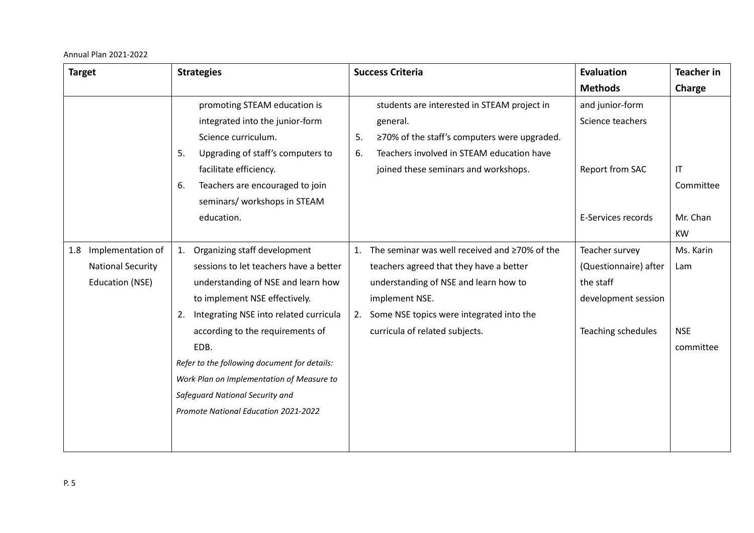Annual Plan 2021-2022

| Target | Strategies | Success Criteria | Evaluation Methods | Teacher in Charge |
|---|---|---|---|---|
| | promoting STEAM education is integrated into the junior-form Science curriculum.<br>5. Upgrading of staff's computers to facilitate efficiency.<br>6. Teachers are encouraged to join seminars/ workshops in STEAM education. | students are interested in STEAM project in general.<br>5. ≥70% of the staff's computers were upgraded.<br>6. Teachers involved in STEAM education have joined these seminars and workshops. | and junior-form Science teachers<br><br>Report from SAC<br><br>E-Services records | <br><br>IT Committee<br><br>Mr. Chan KW |
| 1.8 Implementation of National Security Education (NSE) | 1. Organizing staff development sessions to let teachers have a better understanding of NSE and learn how to implement NSE effectively.<br>2. Integrating NSE into related curricula according to the requirements of EDB.<br>*Refer to the following document for details: Work Plan on Implementation of Measure to Safeguard National Security and Promote National Education 2021-2022* | 1. The seminar was well received and ≥70% of the teachers agreed that they have a better understanding of NSE and learn how to implement NSE.<br>2. Some NSE topics were integrated into the curricula of related subjects. | Teacher survey (Questionnaire) after the staff development session<br><br>Teaching schedules | Ms. Karin Lam<br><br>NSE committee |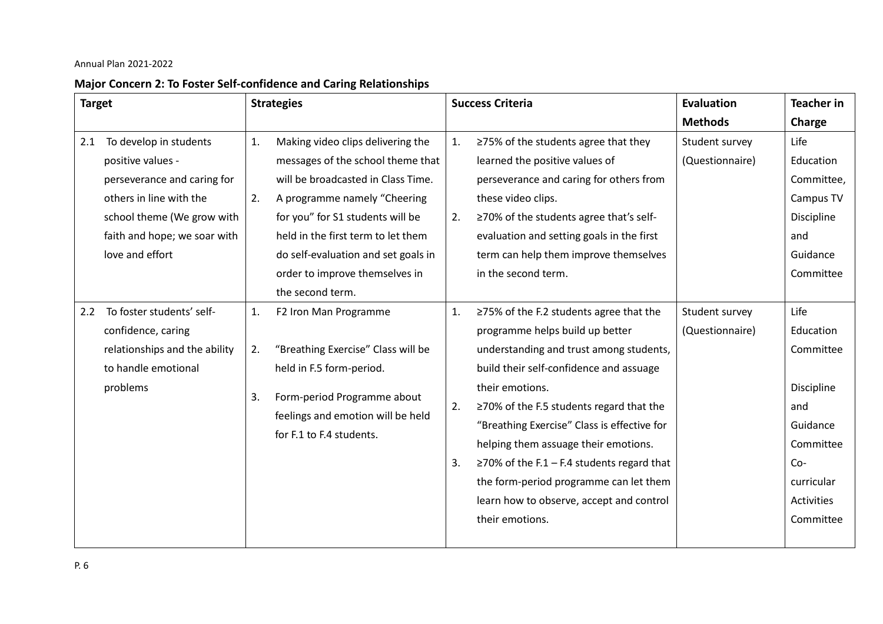Annual Plan 2021-2022

**Major Concern 2: To Foster Self-confidence and Caring Relationships**

| Target | Strategies | Success Criteria | Evaluation Methods | Teacher in Charge |
|---|---|---|---|---|
| 2.1 To develop in students positive values - perseverance and caring for others in line with the school theme (We grow with faith and hope; we soar with love and effort | 1. Making video clips delivering the messages of the school theme that will be broadcasted in Class Time.<br>2. A programme namely "Cheering for you" for S1 students will be held in the first term to let them do self-evaluation and set goals in order to improve themselves in the second term. | 1. ≥75% of the students agree that they learned the positive values of perseverance and caring for others from these video clips.<br>2. ≥70% of the students agree that's self-evaluation and setting goals in the first term can help them improve themselves in the second term. | Student survey (Questionnaire) | Life Education Committee, Campus TV Discipline and Guidance Committee |
| 2.2 To foster students' self-confidence, caring relationships and the ability to handle emotional problems | 1. F2 Iron Man Programme<br>2. "Breathing Exercise" Class will be held in F.5 form-period.<br>3. Form-period Programme about feelings and emotion will be held for F.1 to F.4 students. | 1. ≥75% of the F.2 students agree that the programme helps build up better understanding and trust among students, build their self-confidence and assuage their emotions.<br>2. ≥70% of the F.5 students regard that the "Breathing Exercise" Class is effective for helping them assuage their emotions.<br>3. ≥70% of the F.1 – F.4 students regard that the form-period programme can let them learn how to observe, accept and control their emotions. | Student survey (Questionnaire) | Life Education Committee<br><br>Discipline and Guidance Committee Co-curricular Activities Committee |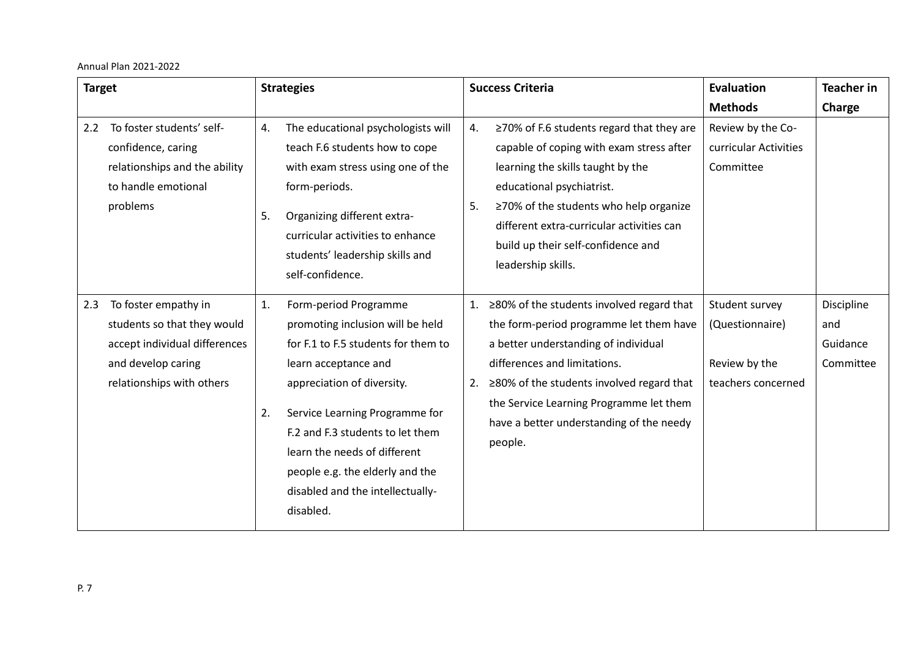| Target | Strategies | Success Criteria | Evaluation Methods | Teacher in Charge |
|---|---|---|---|---|
| 2.2 To foster students' self-confidence, caring relationships and the ability to handle emotional problems | 4. The educational psychologists will teach F.6 students how to cope with exam stress using one of the form-periods.<br><br>5. Organizing different extra-curricular activities to enhance students' leadership skills and self-confidence. | 4. ≥70% of F.6 students regard that they are capable of coping with exam stress after learning the skills taught by the educational psychiatrist.<br>5. ≥70% of the students who help organize different extra-curricular activities can build up their self-confidence and leadership skills. | Review by the Co-curricular Activities Committee | |
| 2.3 To foster empathy in students so that they would accept individual differences and develop caring relationships with others | 1. Form-period Programme promoting inclusion will be held for F.1 to F.5 students for them to learn acceptance and appreciation of diversity.<br><br>2. Service Learning Programme for F.2 and F.3 students to let them learn the needs of different people e.g. the elderly and the disabled and the intellectually-disabled. | 1. ≥80% of the students involved regard that the form-period programme let them have a better understanding of individual differences and limitations.<br>2. ≥80% of the students involved regard that the Service Learning Programme let them have a better understanding of the needy people. | Student survey (Questionnaire)<br><br>Review by the teachers concerned | Discipline and Guidance Committee |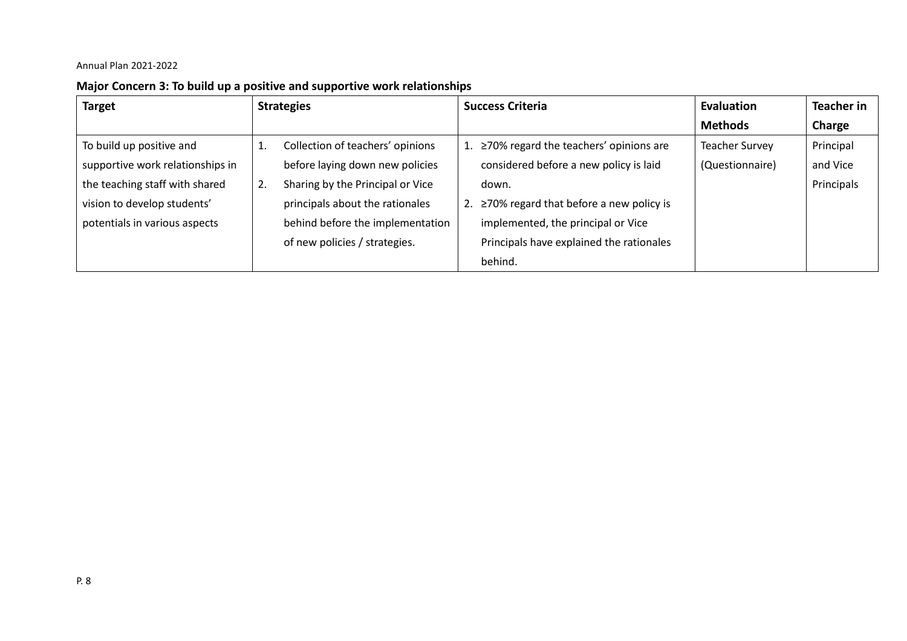## Major Concern 3: To build up a positive and supportive work relationships

| Target | Strategies | Success Criteria | Evaluation Methods | Teacher in Charge |
|---|---|---|---|---|
| To build up positive and supportive work relationships in the teaching staff with shared vision to develop students' potentials in various aspects | 1. Collection of teachers' opinions before laying down new policies<br>2. Sharing by the Principal or Vice principals about the rationales behind before the implementation of new policies / strategies. | 1. ≥70% regard the teachers' opinions are considered before a new policy is laid down.<br>2. ≥70% regard that before a new policy is implemented, the principal or Vice Principals have explained the rationales behind. | Teacher Survey (Questionnaire) | Principal and Vice Principals |